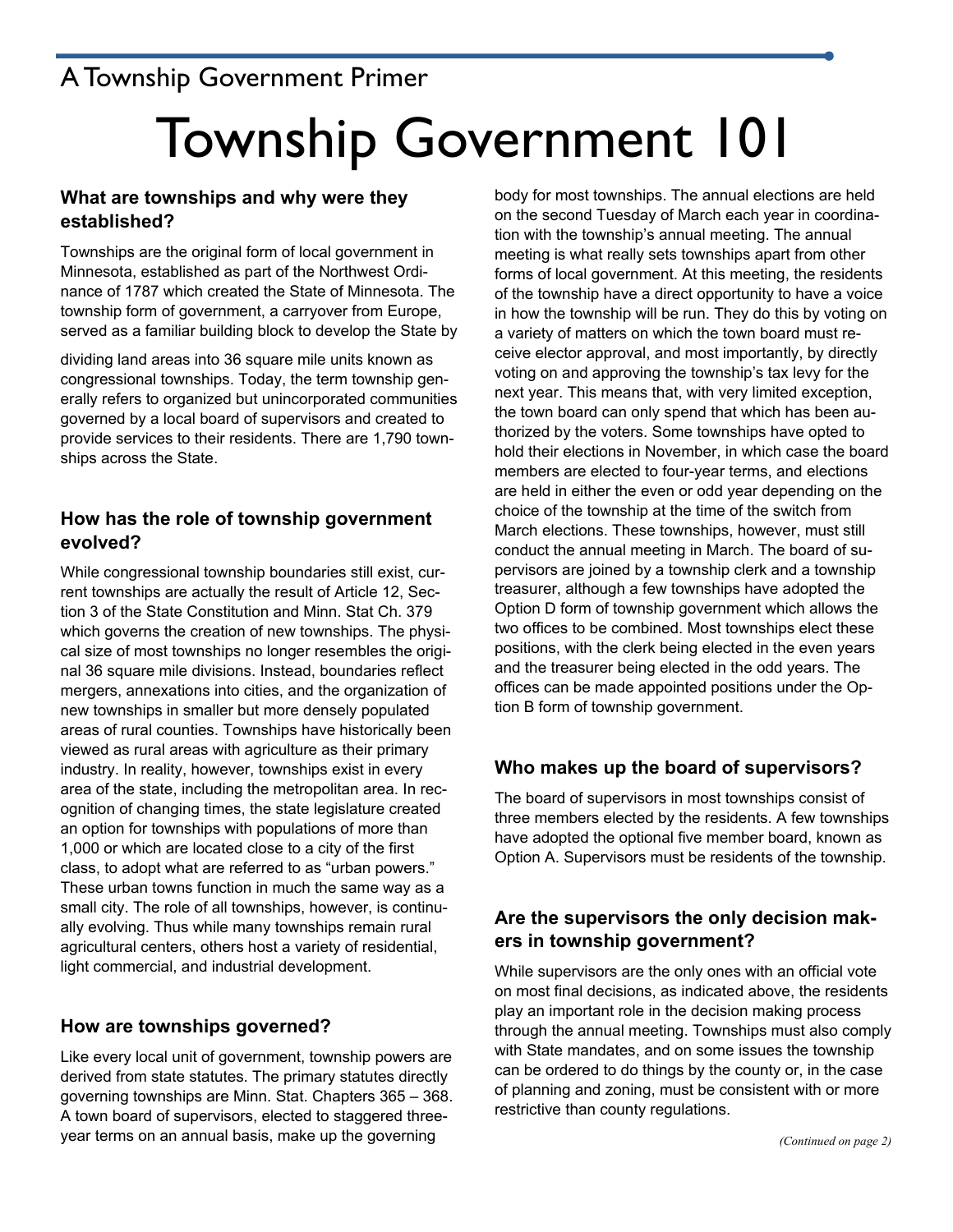A Township Government Primer

# Township Government 101

### What are townships and why were they established?

Townships are the original form of local government in Minnesota, established as part of the Northwest Ordinance of 1787 which created the State of Minnesota. The township form of government, a carryover from Europe, served as a familiar building block to develop the State by dividing land areas into 36 square mile units known as congressional townships. Today, the term township generally refers to organized but unincorporated communities governed by a local board of supervisors and created to provide services to their residents. There are 1,790 townships across the State.

### How has the role of township government evolved?

While congressional township boundaries still exist, current townships are actually the result of Article 12, Section 3 of the State Constitution and Minn. Stat Ch. 379 which governs the creation of new townships. The physical size of most townships no longer resembles the original 36 square mile divisions. Instead, boundaries reflect mergers, annexations into cities, and the organization of new townships in smaller but more densely populated areas of rural counties. Townships have historically been viewed as rural areas with agriculture as their primary industry. In reality, however, townships exist in every area of the state, including the metropolitan area. In recognition of changing times, the state legislature created an option for townships with populations of more than 1,000 or which are located close to a city of the first class, to adopt what are referred to as "urban powers." These urban towns function in much the same way as a small city. The role of all townships, however, is continually evolving. Thus while many townships remain rural agricultural centers, others host a variety of residential, light commercial, and industrial development.

### How are townships governed?

Like every local unit of government, township powers are derived from state statutes. The primary statutes directly governing townships are Minn. Stat. Chapters 365 – 368. A town board of supervisors, elected to staggered three-year terms on an annual basis, make up the governing body for most townships. The annual elections are held on the second Tuesday of March each year in coordination with the township's annual meeting. The annual meeting is what really sets townships apart from other forms of local government. At this meeting, the residents of the township have a direct opportunity to have a voice in how the township will be run. They do this by voting on a variety of matters on which the town board must receive elector approval, and most importantly, by directly voting on and approving the township's tax levy for the next year. This means that, with very limited exception, the town board can only spend that which has been authorized by the voters. Some townships have opted to hold their elections in November, in which case the board members are elected to four-year terms, and elections are held in either the even or odd year depending on the choice of the township at the time of the switch from March elections. These townships, however, must still conduct the annual meeting in March. The board of supervisors are joined by a township clerk and a township treasurer, although a few townships have adopted the Option D form of township government which allows the two offices to be combined. Most townships elect these positions, with the clerk being elected in the even years and the treasurer being elected in the odd years. The offices can be made appointed positions under the Option B form of township government.

### Who makes up the board of supervisors?

The board of supervisors in most townships consist of three members elected by the residents. A few townships have adopted the optional five member board, known as Option A. Supervisors must be residents of the township.

### Are the supervisors the only decision makers in township government?

While supervisors are the only ones with an official vote on most final decisions, as indicated above, the residents play an important role in the decision making process through the annual meeting. Townships must also comply with State mandates, and on some issues the township can be ordered to do things by the county or, in the case of planning and zoning, must be consistent with or more restrictive than county regulations.

*(Continued on page 2)*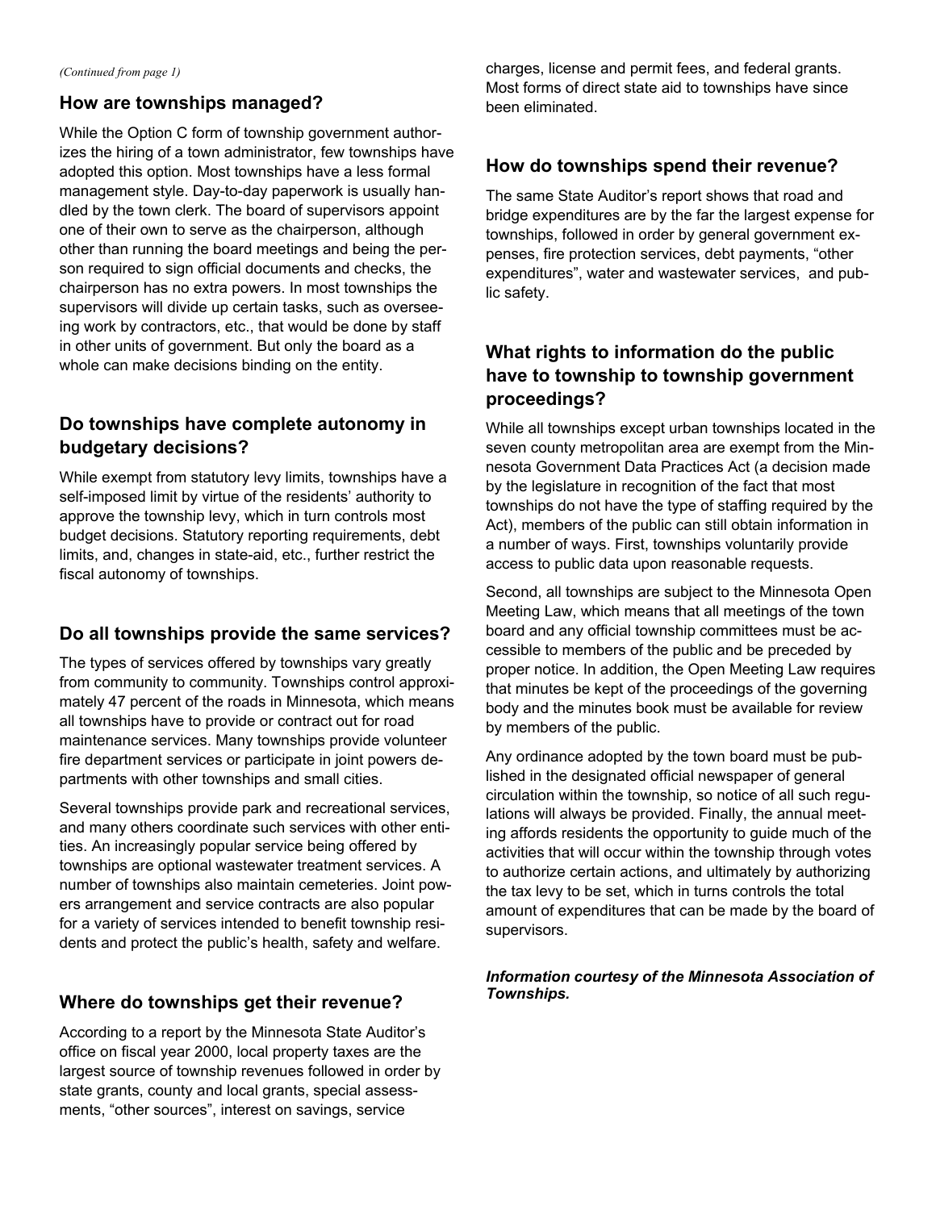*(Continued from page 1)*

## How are townships managed?

While the Option C form of township government authorizes the hiring of a town administrator, few townships have adopted this option. Most townships have a less formal management style. Day-to-day paperwork is usually handled by the town clerk. The board of supervisors appoint one of their own to serve as the chairperson, although other than running the board meetings and being the person required to sign official documents and checks, the chairperson has no extra powers. In most townships the supervisors will divide up certain tasks, such as overseeing work by contractors, etc., that would be done by staff in other units of government. But only the board as a whole can make decisions binding on the entity.

## Do townships have complete autonomy in budgetary decisions?

While exempt from statutory levy limits, townships have a self-imposed limit by virtue of the residents' authority to approve the township levy, which in turn controls most budget decisions. Statutory reporting requirements, debt limits, and, changes in state-aid, etc., further restrict the fiscal autonomy of townships.

## Do all townships provide the same services?

The types of services offered by townships vary greatly from community to community. Townships control approximately 47 percent of the roads in Minnesota, which means all townships have to provide or contract out for road maintenance services. Many townships provide volunteer fire department services or participate in joint powers departments with other townships and small cities.

Several townships provide park and recreational services, and many others coordinate such services with other entities. An increasingly popular service being offered by townships are optional wastewater treatment services. A number of townships also maintain cemeteries. Joint powers arrangement and service contracts are also popular for a variety of services intended to benefit township residents and protect the public's health, safety and welfare.

## Where do townships get their revenue?

According to a report by the Minnesota State Auditor's office on fiscal year 2000, local property taxes are the largest source of township revenues followed in order by state grants, county and local grants, special assessments, "other sources", interest on savings, service charges, license and permit fees, and federal grants. Most forms of direct state aid to townships have since been eliminated.

## How do townships spend their revenue?

The same State Auditor's report shows that road and bridge expenditures are by the far the largest expense for townships, followed in order by general government expenses, fire protection services, debt payments, "other expenditures", water and wastewater services, and public safety.

## What rights to information do the public have to township to township government proceedings?

While all townships except urban townships located in the seven county metropolitan area are exempt from the Minnesota Government Data Practices Act (a decision made by the legislature in recognition of the fact that most townships do not have the type of staffing required by the Act), members of the public can still obtain information in a number of ways. First, townships voluntarily provide access to public data upon reasonable requests.

Second, all townships are subject to the Minnesota Open Meeting Law, which means that all meetings of the town board and any official township committees must be accessible to members of the public and be preceded by proper notice. In addition, the Open Meeting Law requires that minutes be kept of the proceedings of the governing body and the minutes book must be available for review by members of the public.

Any ordinance adopted by the town board must be published in the designated official newspaper of general circulation within the township, so notice of all such regulations will always be provided. Finally, the annual meeting affords residents the opportunity to guide much of the activities that will occur within the township through votes to authorize certain actions, and ultimately by authorizing the tax levy to be set, which in turns controls the total amount of expenditures that can be made by the board of supervisors.

***Information courtesy of the Minnesota Association of Townships.***